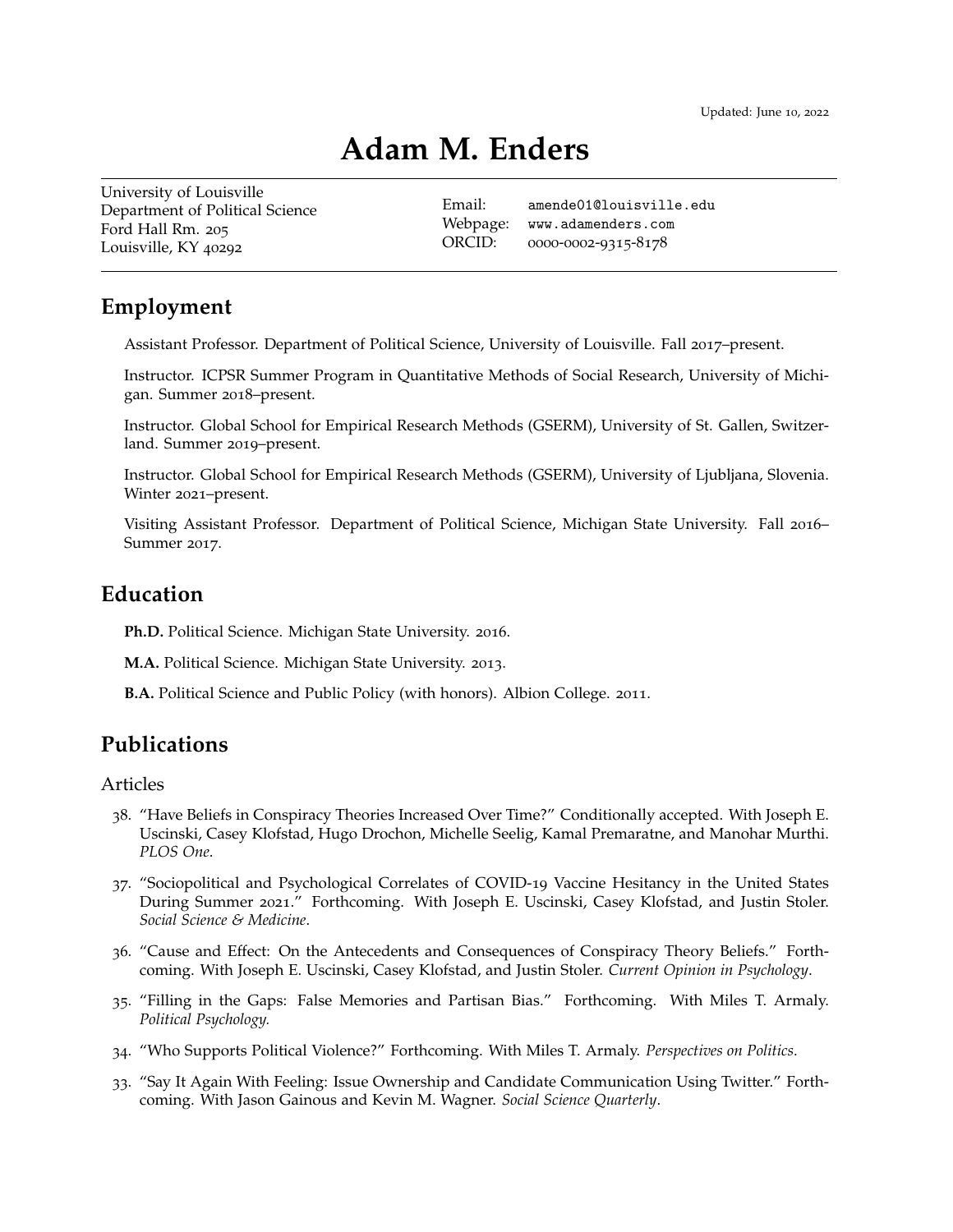Updated: June 10, 2022

# Adam M. Enders

University of Louisville
Department of Political Science
Ford Hall Rm. 205
Louisville, KY 40292

Email: amende01@louisville.edu
Webpage: www.adamenders.com
ORCID: 0000-0002-9315-8178

## Employment

Assistant Professor. Department of Political Science, University of Louisville. Fall 2017–present.

Instructor. ICPSR Summer Program in Quantitative Methods of Social Research, University of Michigan. Summer 2018–present.

Instructor. Global School for Empirical Research Methods (GSERM), University of St. Gallen, Switzerland. Summer 2019–present.

Instructor. Global School for Empirical Research Methods (GSERM), University of Ljubljana, Slovenia. Winter 2021–present.

Visiting Assistant Professor. Department of Political Science, Michigan State University. Fall 2016–Summer 2017.

## Education

**Ph.D.** Political Science. Michigan State University. 2016.

**M.A.** Political Science. Michigan State University. 2013.

**B.A.** Political Science and Public Policy (with honors). Albion College. 2011.

## Publications

### Articles

38. "Have Beliefs in Conspiracy Theories Increased Over Time?" Conditionally accepted. With Joseph E. Uscinski, Casey Klofstad, Hugo Drochon, Michelle Seelig, Kamal Premaratne, and Manohar Murthi. *PLOS One*.

37. "Sociopolitical and Psychological Correlates of COVID-19 Vaccine Hesitancy in the United States During Summer 2021." Forthcoming. With Joseph E. Uscinski, Casey Klofstad, and Justin Stoler. *Social Science & Medicine*.

36. "Cause and Effect: On the Antecedents and Consequences of Conspiracy Theory Beliefs." Forthcoming. With Joseph E. Uscinski, Casey Klofstad, and Justin Stoler. *Current Opinion in Psychology*.

35. "Filling in the Gaps: False Memories and Partisan Bias." Forthcoming. With Miles T. Armaly. *Political Psychology.*

34. "Who Supports Political Violence?" Forthcoming. With Miles T. Armaly. *Perspectives on Politics*.

33. "Say It Again With Feeling: Issue Ownership and Candidate Communication Using Twitter." Forthcoming. With Jason Gainous and Kevin M. Wagner. *Social Science Quarterly*.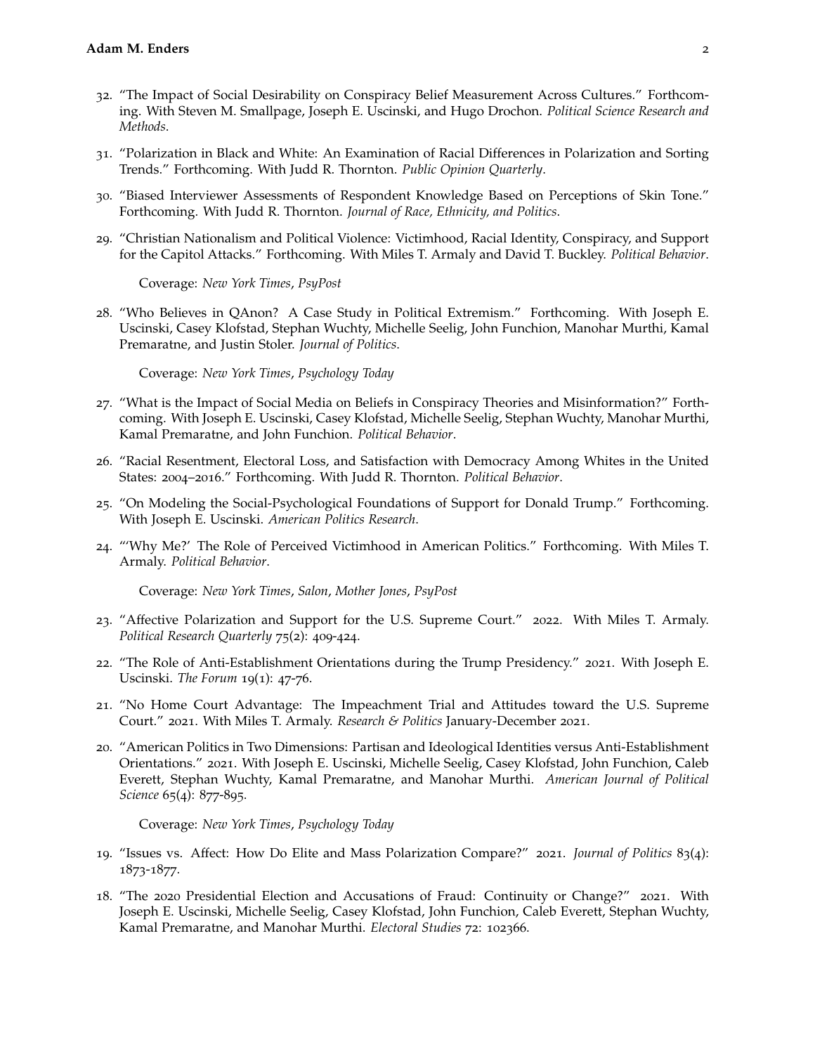32. "The Impact of Social Desirability on Conspiracy Belief Measurement Across Cultures." Forthcoming. With Steven M. Smallpage, Joseph E. Uscinski, and Hugo Drochon. *Political Science Research and Methods*.

31. "Polarization in Black and White: An Examination of Racial Differences in Polarization and Sorting Trends." Forthcoming. With Judd R. Thornton. *Public Opinion Quarterly*.

30. "Biased Interviewer Assessments of Respondent Knowledge Based on Perceptions of Skin Tone." Forthcoming. With Judd R. Thornton. *Journal of Race, Ethnicity, and Politics*.

29. "Christian Nationalism and Political Violence: Victimhood, Racial Identity, Conspiracy, and Support for the Capitol Attacks." Forthcoming. With Miles T. Armaly and David T. Buckley. *Political Behavior*.

    Coverage: *New York Times*, *PsyPost*

28. "Who Believes in QAnon? A Case Study in Political Extremism." Forthcoming. With Joseph E. Uscinski, Casey Klofstad, Stephan Wuchty, Michelle Seelig, John Funchion, Manohar Murthi, Kamal Premaratne, and Justin Stoler. *Journal of Politics*.

    Coverage: *New York Times*, *Psychology Today*

27. "What is the Impact of Social Media on Beliefs in Conspiracy Theories and Misinformation?" Forthcoming. With Joseph E. Uscinski, Casey Klofstad, Michelle Seelig, Stephan Wuchty, Manohar Murthi, Kamal Premaratne, and John Funchion. *Political Behavior*.

26. "Racial Resentment, Electoral Loss, and Satisfaction with Democracy Among Whites in the United States: 2004–2016." Forthcoming. With Judd R. Thornton. *Political Behavior*.

25. "On Modeling the Social-Psychological Foundations of Support for Donald Trump." Forthcoming. With Joseph E. Uscinski. *American Politics Research*.

24. "'Why Me?' The Role of Perceived Victimhood in American Politics." Forthcoming. With Miles T. Armaly. *Political Behavior*.

    Coverage: *New York Times*, *Salon*, *Mother Jones*, *PsyPost*

23. "Affective Polarization and Support for the U.S. Supreme Court." 2022. With Miles T. Armaly. *Political Research Quarterly* 75(2): 409-424.

22. "The Role of Anti-Establishment Orientations during the Trump Presidency." 2021. With Joseph E. Uscinski. *The Forum* 19(1): 47-76.

21. "No Home Court Advantage: The Impeachment Trial and Attitudes toward the U.S. Supreme Court." 2021. With Miles T. Armaly. *Research & Politics* January-December 2021.

20. "American Politics in Two Dimensions: Partisan and Ideological Identities versus Anti-Establishment Orientations." 2021. With Joseph E. Uscinski, Michelle Seelig, Casey Klofstad, John Funchion, Caleb Everett, Stephan Wuchty, Kamal Premaratne, and Manohar Murthi. *American Journal of Political Science* 65(4): 877-895.

    Coverage: *New York Times*, *Psychology Today*

19. "Issues vs. Affect: How Do Elite and Mass Polarization Compare?" 2021. *Journal of Politics* 83(4): 1873-1877.

18. "The 2020 Presidential Election and Accusations of Fraud: Continuity or Change?" 2021. With Joseph E. Uscinski, Michelle Seelig, Casey Klofstad, John Funchion, Caleb Everett, Stephan Wuchty, Kamal Premaratne, and Manohar Murthi. *Electoral Studies* 72: 102366.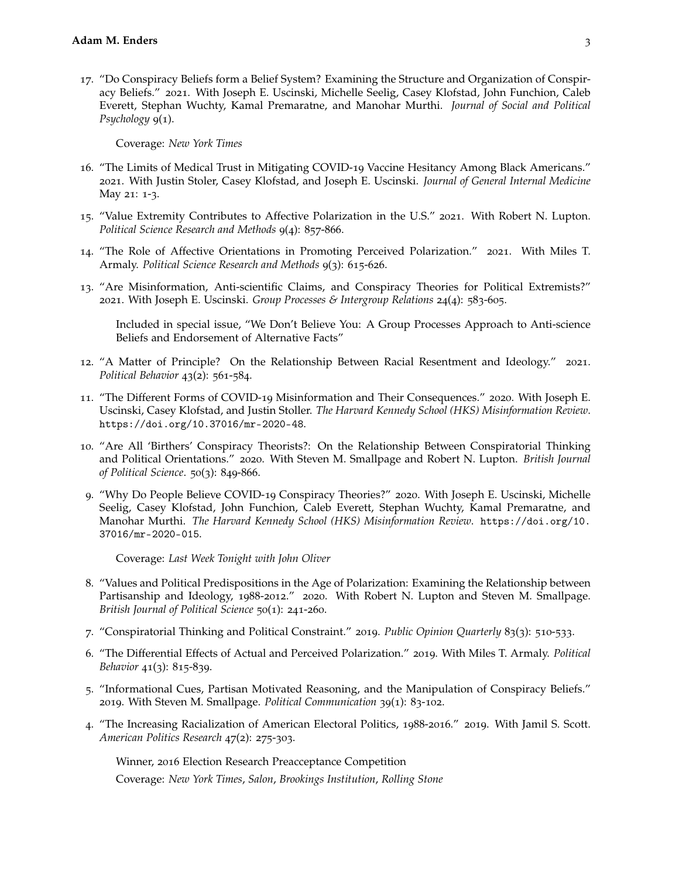17. "Do Conspiracy Beliefs form a Belief System? Examining the Structure and Organization of Conspiracy Beliefs." 2021. With Joseph E. Uscinski, Michelle Seelig, Casey Klofstad, John Funchion, Caleb Everett, Stephan Wuchty, Kamal Premaratne, and Manohar Murthi. *Journal of Social and Political Psychology* 9(1).

    Coverage: *New York Times*

16. "The Limits of Medical Trust in Mitigating COVID-19 Vaccine Hesitancy Among Black Americans." 2021. With Justin Stoler, Casey Klofstad, and Joseph E. Uscinski. *Journal of General Internal Medicine* May 21: 1-3.

15. "Value Extremity Contributes to Affective Polarization in the U.S." 2021. With Robert N. Lupton. *Political Science Research and Methods* 9(4): 857-866.

14. "The Role of Affective Orientations in Promoting Perceived Polarization." 2021. With Miles T. Armaly. *Political Science Research and Methods* 9(3): 615-626.

13. "Are Misinformation, Anti-scientific Claims, and Conspiracy Theories for Political Extremists?" 2021. With Joseph E. Uscinski. *Group Processes & Intergroup Relations* 24(4): 583-605.

    Included in special issue, "We Don't Believe You: A Group Processes Approach to Anti-science Beliefs and Endorsement of Alternative Facts"

12. "A Matter of Principle? On the Relationship Between Racial Resentment and Ideology." 2021. *Political Behavior* 43(2): 561-584.

11. "The Different Forms of COVID-19 Misinformation and Their Consequences." 2020. With Joseph E. Uscinski, Casey Klofstad, and Justin Stoller. *The Harvard Kennedy School (HKS) Misinformation Review*. https://doi.org/10.37016/mr-2020-48.

10. "Are All 'Birthers' Conspiracy Theorists?: On the Relationship Between Conspiratorial Thinking and Political Orientations." 2020. With Steven M. Smallpage and Robert N. Lupton. *British Journal of Political Science*. 50(3): 849-866.

9. "Why Do People Believe COVID-19 Conspiracy Theories?" 2020. With Joseph E. Uscinski, Michelle Seelig, Casey Klofstad, John Funchion, Caleb Everett, Stephan Wuchty, Kamal Premaratne, and Manohar Murthi. *The Harvard Kennedy School (HKS) Misinformation Review*. https://doi.org/10.37016/mr-2020-015.

    Coverage: *Last Week Tonight with John Oliver*

8. "Values and Political Predispositions in the Age of Polarization: Examining the Relationship between Partisanship and Ideology, 1988-2012." 2020. With Robert N. Lupton and Steven M. Smallpage. *British Journal of Political Science* 50(1): 241-260.

7. "Conspiratorial Thinking and Political Constraint." 2019. *Public Opinion Quarterly* 83(3): 510-533.

6. "The Differential Effects of Actual and Perceived Polarization." 2019. With Miles T. Armaly. *Political Behavior* 41(3): 815-839.

5. "Informational Cues, Partisan Motivated Reasoning, and the Manipulation of Conspiracy Beliefs." 2019. With Steven M. Smallpage. *Political Communication* 39(1): 83-102.

4. "The Increasing Racialization of American Electoral Politics, 1988-2016." 2019. With Jamil S. Scott. *American Politics Research* 47(2): 275-303.

    Winner, 2016 Election Research Preacceptance Competition

    Coverage: *New York Times*, *Salon*, *Brookings Institution*, *Rolling Stone*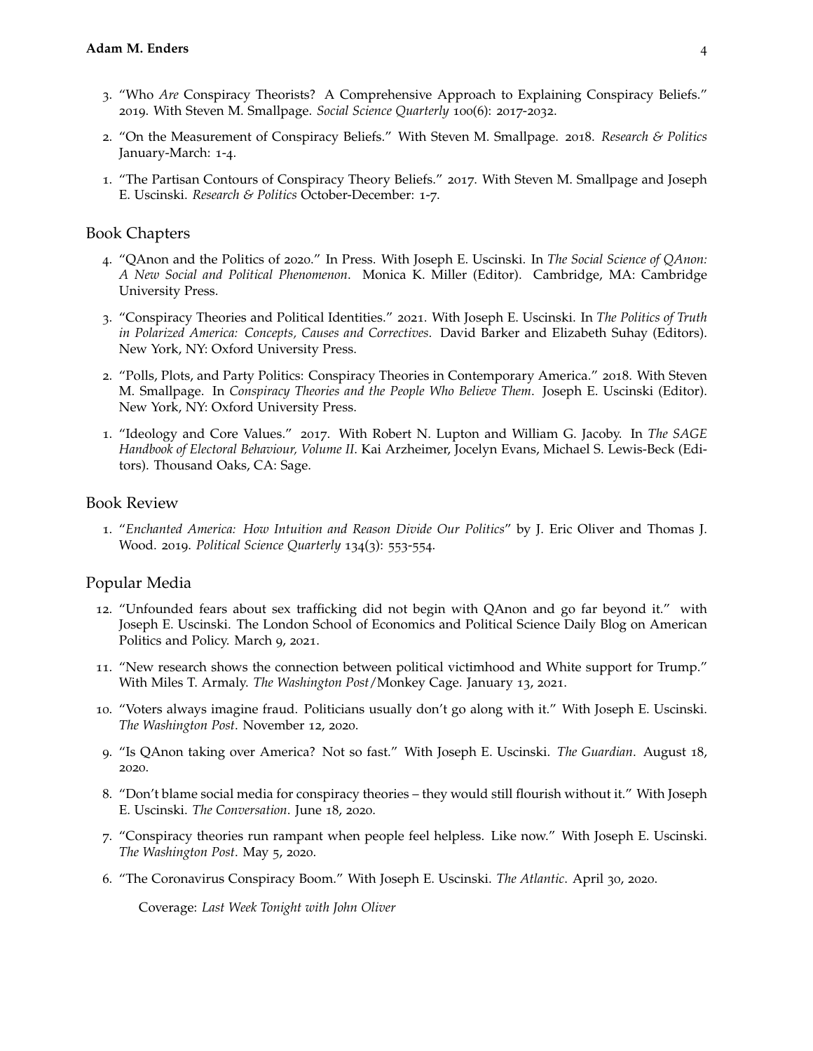3. "Who *Are* Conspiracy Theorists? A Comprehensive Approach to Explaining Conspiracy Beliefs." 2019. With Steven M. Smallpage. *Social Science Quarterly* 100(6): 2017-2032.

2. "On the Measurement of Conspiracy Beliefs." With Steven M. Smallpage. 2018. *Research & Politics* January-March: 1-4.

1. "The Partisan Contours of Conspiracy Theory Beliefs." 2017. With Steven M. Smallpage and Joseph E. Uscinski. *Research & Politics* October-December: 1-7.

## Book Chapters

4. "QAnon and the Politics of 2020." In Press. With Joseph E. Uscinski. In *The Social Science of QAnon: A New Social and Political Phenomenon*. Monica K. Miller (Editor). Cambridge, MA: Cambridge University Press.

3. "Conspiracy Theories and Political Identities." 2021. With Joseph E. Uscinski. In *The Politics of Truth in Polarized America: Concepts, Causes and Correctives*. David Barker and Elizabeth Suhay (Editors). New York, NY: Oxford University Press.

2. "Polls, Plots, and Party Politics: Conspiracy Theories in Contemporary America." 2018. With Steven M. Smallpage. In *Conspiracy Theories and the People Who Believe Them*. Joseph E. Uscinski (Editor). New York, NY: Oxford University Press.

1. "Ideology and Core Values." 2017. With Robert N. Lupton and William G. Jacoby. In *The SAGE Handbook of Electoral Behaviour, Volume II*. Kai Arzheimer, Jocelyn Evans, Michael S. Lewis-Beck (Editors). Thousand Oaks, CA: Sage.

## Book Review

1. "*Enchanted America: How Intuition and Reason Divide Our Politics*" by J. Eric Oliver and Thomas J. Wood. 2019. *Political Science Quarterly* 134(3): 553-554.

## Popular Media

12. "Unfounded fears about sex trafficking did not begin with QAnon and go far beyond it." with Joseph E. Uscinski. The London School of Economics and Political Science Daily Blog on American Politics and Policy. March 9, 2021.

11. "New research shows the connection between political victimhood and White support for Trump." With Miles T. Armaly. *The Washington Post*/Monkey Cage. January 13, 2021.

10. "Voters always imagine fraud. Politicians usually don't go along with it." With Joseph E. Uscinski. *The Washington Post*. November 12, 2020.

9. "Is QAnon taking over America? Not so fast." With Joseph E. Uscinski. *The Guardian*. August 18, 2020.

8. "Don't blame social media for conspiracy theories – they would still flourish without it." With Joseph E. Uscinski. *The Conversation*. June 18, 2020.

7. "Conspiracy theories run rampant when people feel helpless. Like now." With Joseph E. Uscinski. *The Washington Post*. May 5, 2020.

6. "The Coronavirus Conspiracy Boom." With Joseph E. Uscinski. *The Atlantic*. April 30, 2020.

   Coverage: *Last Week Tonight with John Oliver*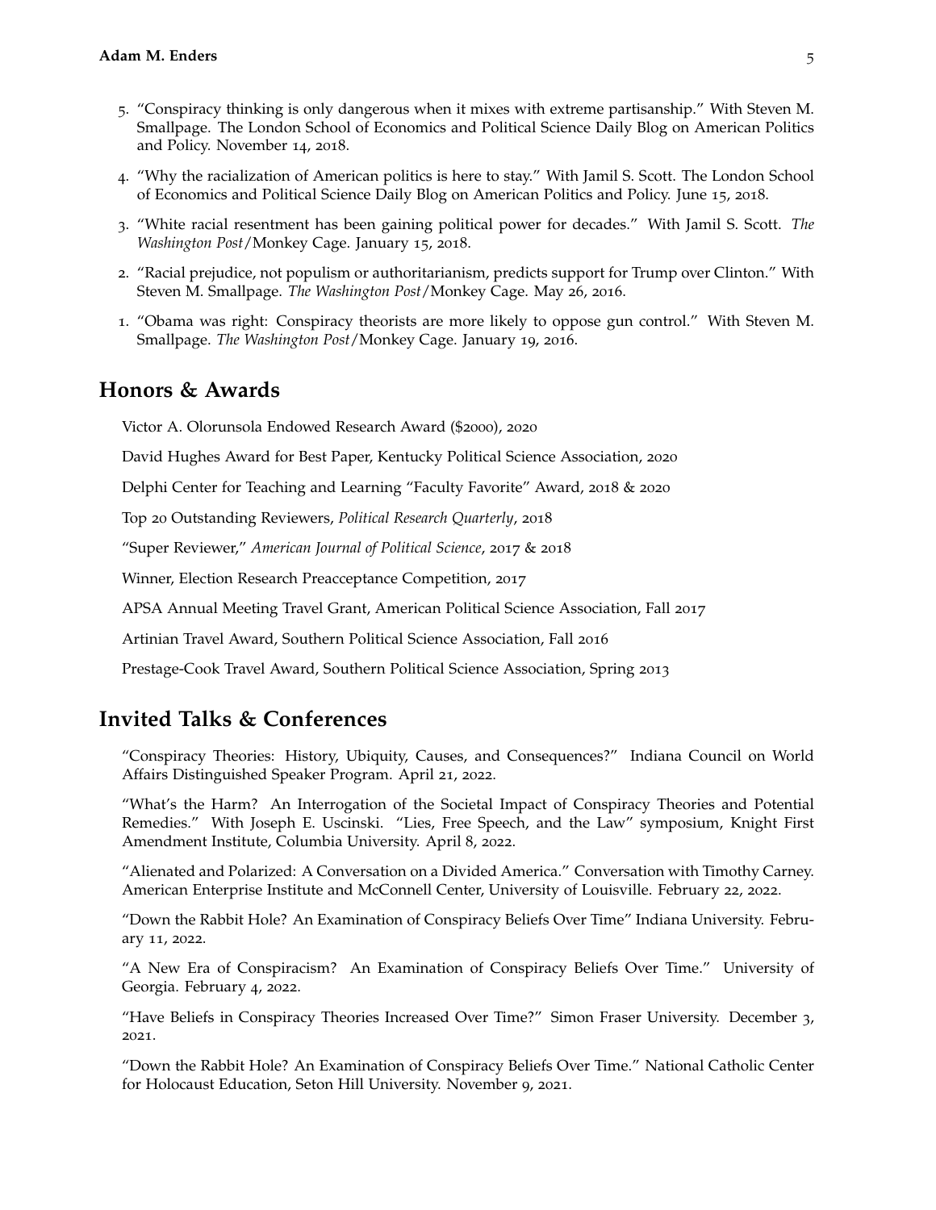5. "Conspiracy thinking is only dangerous when it mixes with extreme partisanship." With Steven M. Smallpage. The London School of Economics and Political Science Daily Blog on American Politics and Policy. November 14, 2018.

4. "Why the racialization of American politics is here to stay." With Jamil S. Scott. The London School of Economics and Political Science Daily Blog on American Politics and Policy. June 15, 2018.

3. "White racial resentment has been gaining political power for decades." With Jamil S. Scott. *The Washington Post*/Monkey Cage. January 15, 2018.

2. "Racial prejudice, not populism or authoritarianism, predicts support for Trump over Clinton." With Steven M. Smallpage. *The Washington Post*/Monkey Cage. May 26, 2016.

1. "Obama was right: Conspiracy theorists are more likely to oppose gun control." With Steven M. Smallpage. *The Washington Post*/Monkey Cage. January 19, 2016.

## Honors & Awards

Victor A. Olorunsola Endowed Research Award ($2000), 2020

David Hughes Award for Best Paper, Kentucky Political Science Association, 2020

Delphi Center for Teaching and Learning "Faculty Favorite" Award, 2018 & 2020

Top 20 Outstanding Reviewers, *Political Research Quarterly*, 2018

"Super Reviewer," *American Journal of Political Science*, 2017 & 2018

Winner, Election Research Preacceptance Competition, 2017

APSA Annual Meeting Travel Grant, American Political Science Association, Fall 2017

Artinian Travel Award, Southern Political Science Association, Fall 2016

Prestage-Cook Travel Award, Southern Political Science Association, Spring 2013

## Invited Talks & Conferences

"Conspiracy Theories: History, Ubiquity, Causes, and Consequences?" Indiana Council on World Affairs Distinguished Speaker Program. April 21, 2022.

"What's the Harm? An Interrogation of the Societal Impact of Conspiracy Theories and Potential Remedies." With Joseph E. Uscinski. "Lies, Free Speech, and the Law" symposium, Knight First Amendment Institute, Columbia University. April 8, 2022.

"Alienated and Polarized: A Conversation on a Divided America." Conversation with Timothy Carney. American Enterprise Institute and McConnell Center, University of Louisville. February 22, 2022.

"Down the Rabbit Hole? An Examination of Conspiracy Beliefs Over Time" Indiana University. February 11, 2022.

"A New Era of Conspiracism? An Examination of Conspiracy Beliefs Over Time." University of Georgia. February 4, 2022.

"Have Beliefs in Conspiracy Theories Increased Over Time?" Simon Fraser University. December 3, 2021.

"Down the Rabbit Hole? An Examination of Conspiracy Beliefs Over Time." National Catholic Center for Holocaust Education, Seton Hill University. November 9, 2021.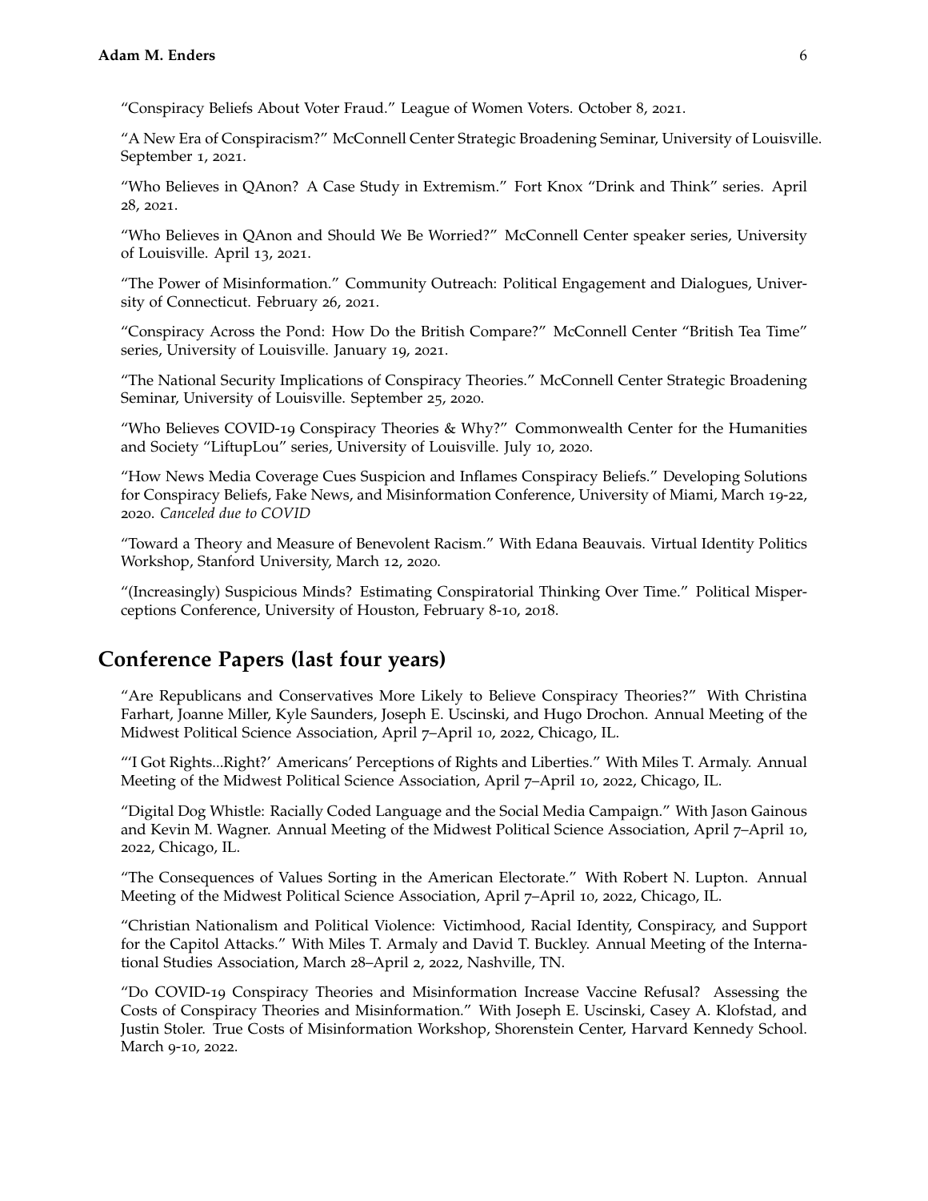"Conspiracy Beliefs About Voter Fraud." League of Women Voters. October 8, 2021.

"A New Era of Conspiracism?" McConnell Center Strategic Broadening Seminar, University of Louisville. September 1, 2021.

"Who Believes in QAnon? A Case Study in Extremism." Fort Knox "Drink and Think" series. April 28, 2021.

"Who Believes in QAnon and Should We Be Worried?" McConnell Center speaker series, University of Louisville. April 13, 2021.

"The Power of Misinformation." Community Outreach: Political Engagement and Dialogues, University of Connecticut. February 26, 2021.

"Conspiracy Across the Pond: How Do the British Compare?" McConnell Center "British Tea Time" series, University of Louisville. January 19, 2021.

"The National Security Implications of Conspiracy Theories." McConnell Center Strategic Broadening Seminar, University of Louisville. September 25, 2020.

"Who Believes COVID-19 Conspiracy Theories & Why?" Commonwealth Center for the Humanities and Society "LiftupLou" series, University of Louisville. July 10, 2020.

"How News Media Coverage Cues Suspicion and Inflames Conspiracy Beliefs." Developing Solutions for Conspiracy Beliefs, Fake News, and Misinformation Conference, University of Miami, March 19-22, 2020. *Canceled due to COVID*

"Toward a Theory and Measure of Benevolent Racism." With Edana Beauvais. Virtual Identity Politics Workshop, Stanford University, March 12, 2020.

"(Increasingly) Suspicious Minds? Estimating Conspiratorial Thinking Over Time." Political Misperceptions Conference, University of Houston, February 8-10, 2018.

## Conference Papers (last four years)

"Are Republicans and Conservatives More Likely to Believe Conspiracy Theories?" With Christina Farhart, Joanne Miller, Kyle Saunders, Joseph E. Uscinski, and Hugo Drochon. Annual Meeting of the Midwest Political Science Association, April 7–April 10, 2022, Chicago, IL.

"'I Got Rights...Right?' Americans' Perceptions of Rights and Liberties." With Miles T. Armaly. Annual Meeting of the Midwest Political Science Association, April 7–April 10, 2022, Chicago, IL.

"Digital Dog Whistle: Racially Coded Language and the Social Media Campaign." With Jason Gainous and Kevin M. Wagner. Annual Meeting of the Midwest Political Science Association, April 7–April 10, 2022, Chicago, IL.

"The Consequences of Values Sorting in the American Electorate." With Robert N. Lupton. Annual Meeting of the Midwest Political Science Association, April 7–April 10, 2022, Chicago, IL.

"Christian Nationalism and Political Violence: Victimhood, Racial Identity, Conspiracy, and Support for the Capitol Attacks." With Miles T. Armaly and David T. Buckley. Annual Meeting of the International Studies Association, March 28–April 2, 2022, Nashville, TN.

"Do COVID-19 Conspiracy Theories and Misinformation Increase Vaccine Refusal? Assessing the Costs of Conspiracy Theories and Misinformation." With Joseph E. Uscinski, Casey A. Klofstad, and Justin Stoler. True Costs of Misinformation Workshop, Shorenstein Center, Harvard Kennedy School. March 9-10, 2022.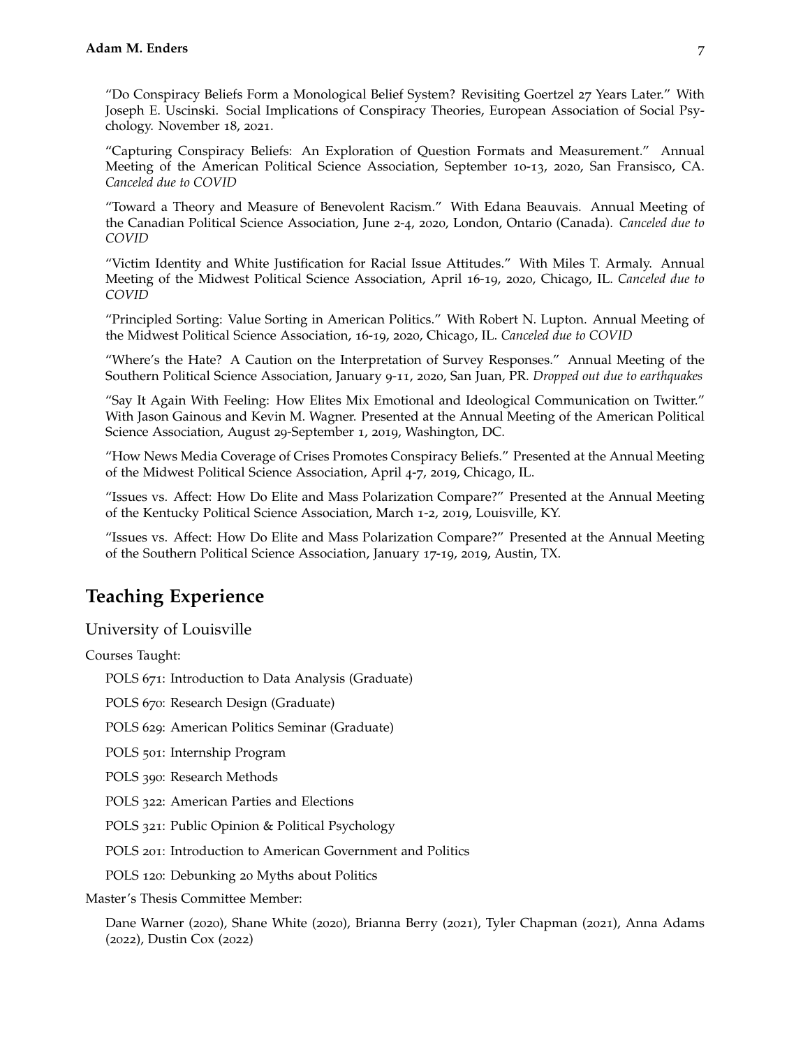"Do Conspiracy Beliefs Form a Monological Belief System? Revisiting Goertzel 27 Years Later." With Joseph E. Uscinski. Social Implications of Conspiracy Theories, European Association of Social Psychology. November 18, 2021.

"Capturing Conspiracy Beliefs: An Exploration of Question Formats and Measurement." Annual Meeting of the American Political Science Association, September 10-13, 2020, San Fransisco, CA. *Canceled due to COVID*

"Toward a Theory and Measure of Benevolent Racism." With Edana Beauvais. Annual Meeting of the Canadian Political Science Association, June 2-4, 2020, London, Ontario (Canada). *Canceled due to COVID*

"Victim Identity and White Justification for Racial Issue Attitudes." With Miles T. Armaly. Annual Meeting of the Midwest Political Science Association, April 16-19, 2020, Chicago, IL. *Canceled due to COVID*

"Principled Sorting: Value Sorting in American Politics." With Robert N. Lupton. Annual Meeting of the Midwest Political Science Association, 16-19, 2020, Chicago, IL. *Canceled due to COVID*

"Where's the Hate? A Caution on the Interpretation of Survey Responses." Annual Meeting of the Southern Political Science Association, January 9-11, 2020, San Juan, PR. *Dropped out due to earthquakes*

"Say It Again With Feeling: How Elites Mix Emotional and Ideological Communication on Twitter." With Jason Gainous and Kevin M. Wagner. Presented at the Annual Meeting of the American Political Science Association, August 29-September 1, 2019, Washington, DC.

"How News Media Coverage of Crises Promotes Conspiracy Beliefs." Presented at the Annual Meeting of the Midwest Political Science Association, April 4-7, 2019, Chicago, IL.

"Issues vs. Affect: How Do Elite and Mass Polarization Compare?" Presented at the Annual Meeting of the Kentucky Political Science Association, March 1-2, 2019, Louisville, KY.

"Issues vs. Affect: How Do Elite and Mass Polarization Compare?" Presented at the Annual Meeting of the Southern Political Science Association, January 17-19, 2019, Austin, TX.

## Teaching Experience

### University of Louisville

Courses Taught:

POLS 671: Introduction to Data Analysis (Graduate)

POLS 670: Research Design (Graduate)

POLS 629: American Politics Seminar (Graduate)

POLS 501: Internship Program

POLS 390: Research Methods

POLS 322: American Parties and Elections

POLS 321: Public Opinion & Political Psychology

POLS 201: Introduction to American Government and Politics

POLS 120: Debunking 20 Myths about Politics

Master's Thesis Committee Member:

Dane Warner (2020), Shane White (2020), Brianna Berry (2021), Tyler Chapman (2021), Anna Adams (2022), Dustin Cox (2022)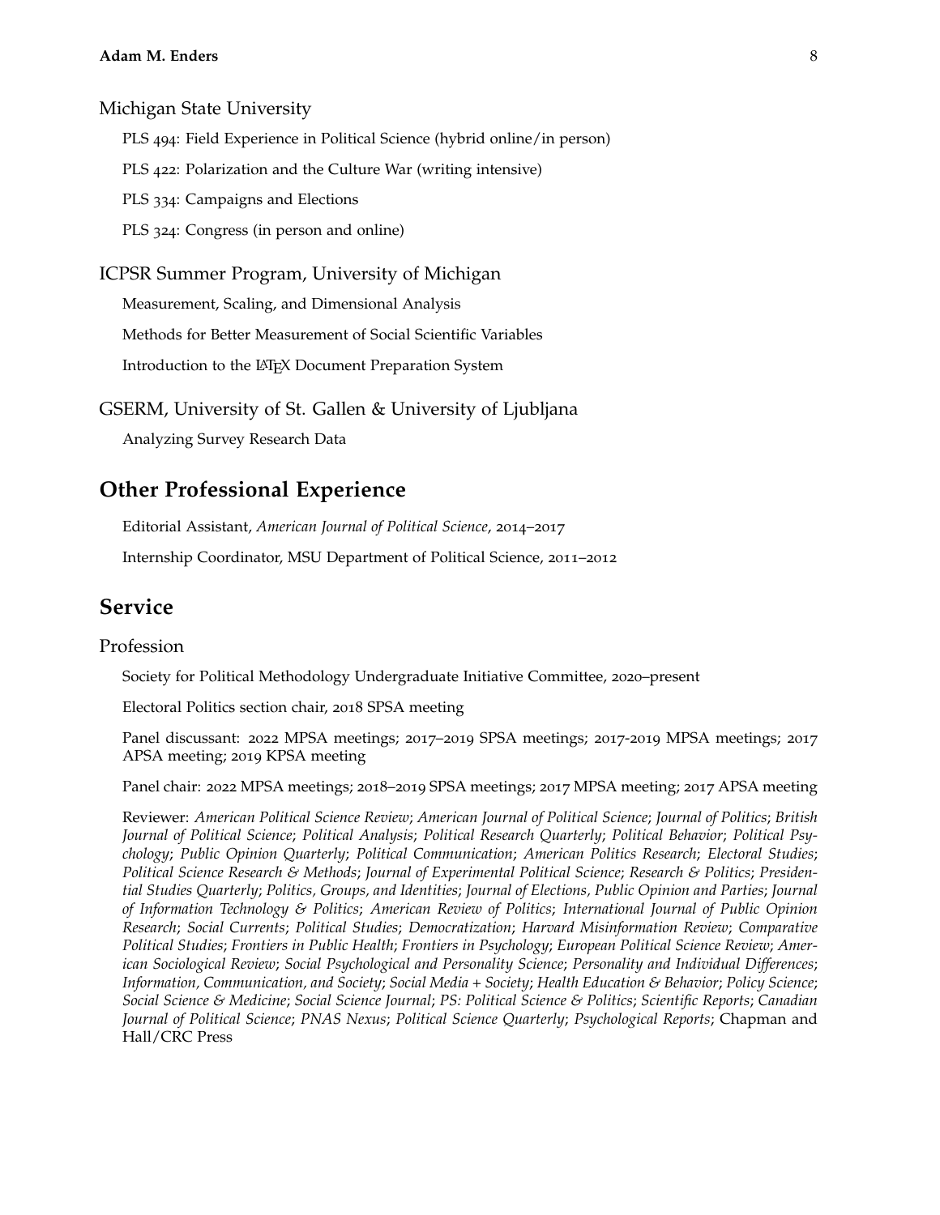### Michigan State University

PLS 494: Field Experience in Political Science (hybrid online/in person)

PLS 422: Polarization and the Culture War (writing intensive)

PLS 334: Campaigns and Elections

PLS 324: Congress (in person and online)

### ICPSR Summer Program, University of Michigan

Measurement, Scaling, and Dimensional Analysis

Methods for Better Measurement of Social Scientific Variables

Introduction to the LaTeX Document Preparation System

### GSERM, University of St. Gallen & University of Ljubljana

Analyzing Survey Research Data

## Other Professional Experience

Editorial Assistant, *American Journal of Political Science*, 2014–2017

Internship Coordinator, MSU Department of Political Science, 2011–2012

## Service

### Profession

Society for Political Methodology Undergraduate Initiative Committee, 2020–present

Electoral Politics section chair, 2018 SPSA meeting

Panel discussant: 2022 MPSA meetings; 2017–2019 SPSA meetings; 2017-2019 MPSA meetings; 2017 APSA meeting; 2019 KPSA meeting

Panel chair: 2022 MPSA meetings; 2018–2019 SPSA meetings; 2017 MPSA meeting; 2017 APSA meeting

Reviewer: *American Political Science Review*; *American Journal of Political Science*; *Journal of Politics*; *British Journal of Political Science*; *Political Analysis*; *Political Research Quarterly*; *Political Behavior*; *Political Psychology*; *Public Opinion Quarterly*; *Political Communication*; *American Politics Research*; *Electoral Studies*; *Political Science Research & Methods*; *Journal of Experimental Political Science*; *Research & Politics*; *Presidential Studies Quarterly*; *Politics, Groups, and Identities*; *Journal of Elections, Public Opinion and Parties*; *Journal of Information Technology & Politics*; *American Review of Politics*; *International Journal of Public Opinion Research*; *Social Currents*; *Political Studies*; *Democratization*; *Harvard Misinformation Review*; *Comparative Political Studies*; *Frontiers in Public Health*; *Frontiers in Psychology*; *European Political Science Review*; *American Sociological Review*; *Social Psychological and Personality Science*; *Personality and Individual Differences*; *Information, Communication, and Society*; *Social Media + Society*; *Health Education & Behavior*; *Policy Science*; *Social Science & Medicine*; *Social Science Journal*; *PS: Political Science & Politics*; *Scientific Reports*; *Canadian Journal of Political Science*; *PNAS Nexus*; *Political Science Quarterly*; *Psychological Reports*; Chapman and Hall/CRC Press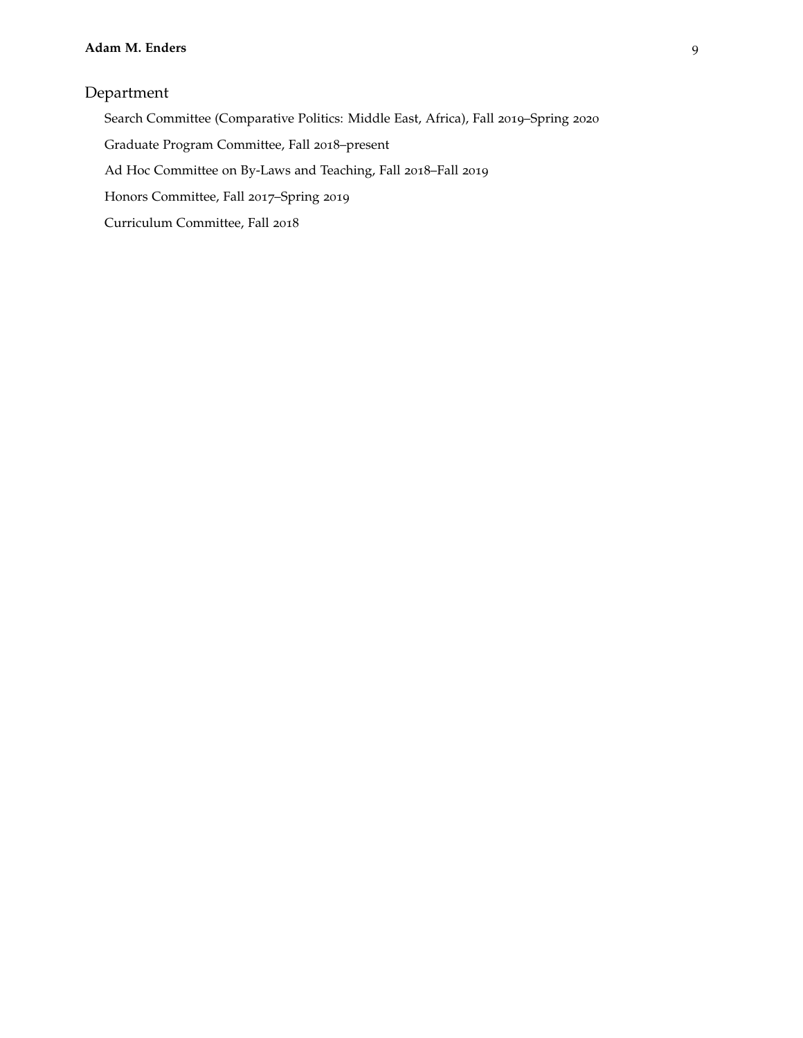## Department

Search Committee (Comparative Politics: Middle East, Africa), Fall 2019–Spring 2020

Graduate Program Committee, Fall 2018–present

Ad Hoc Committee on By-Laws and Teaching, Fall 2018–Fall 2019

Honors Committee, Fall 2017–Spring 2019

Curriculum Committee, Fall 2018